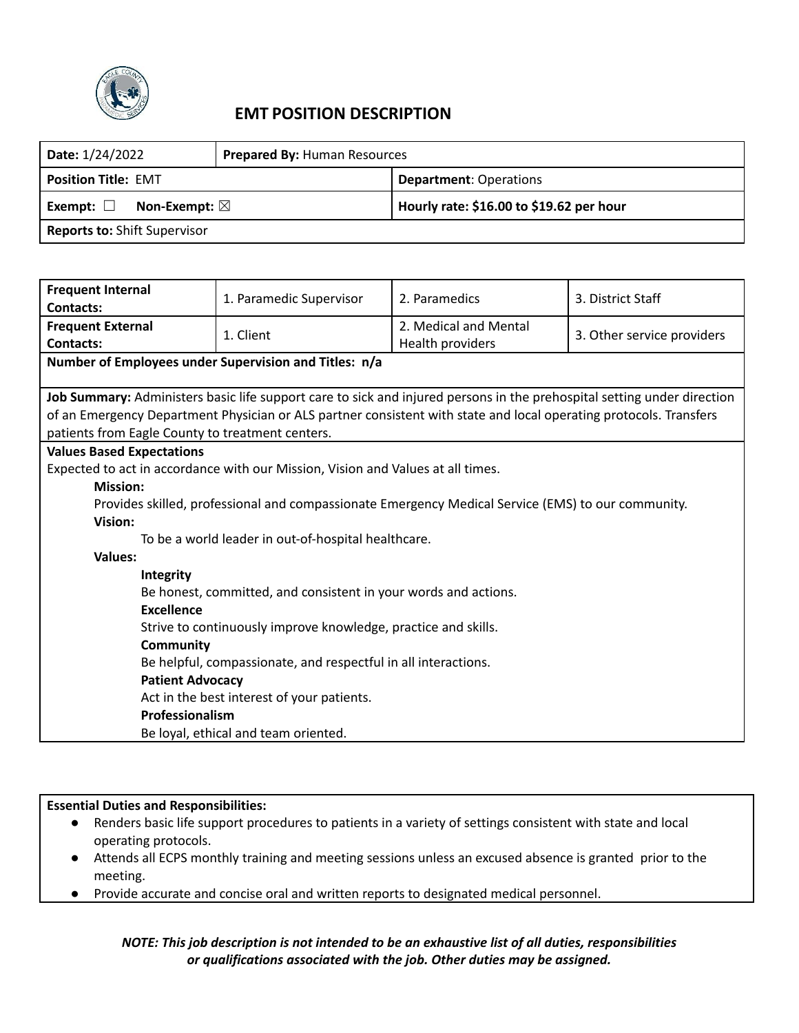# EMT POSITION DESCRIPTION

| **Date:** 1/24/2022 | **Prepared By:** Human Resources | |
|---|---|---|
| **Position Title:** EMT | | **Department**: Operations |
| **Exempt:** ☐ **Non-Exempt:** ☒ | | **Hourly rate: $16.00 to $19.62 per hour** |
| **Reports to:** Shift Supervisor | | |

| **Frequent Internal Contacts:** | 1. Paramedic Supervisor | 2. Paramedics | 3. District Staff |
|---|---|---|---|
| **Frequent External Contacts:** | 1. Client | 2. Medical and Mental Health providers | 3. Other service providers |
| **Number of Employees under Supervision and Titles: n/a** | | | |

**Job Summary:** Administers basic life support care to sick and injured persons in the prehospital setting under direction of an Emergency Department Physician or ALS partner consistent with state and local operating protocols. Transfers patients from Eagle County to treatment centers.

**Values Based Expectations**

Expected to act in accordance with our Mission, Vision and Values at all times.

**Mission:**

Provides skilled, professional and compassionate Emergency Medical Service (EMS) to our community.

**Vision:**

To be a world leader in out-of-hospital healthcare.

**Values:**

**Integrity**

Be honest, committed, and consistent in your words and actions.

**Excellence**

Strive to continuously improve knowledge, practice and skills.

**Community**

Be helpful, compassionate, and respectful in all interactions.

**Patient Advocacy**

Act in the best interest of your patients.

**Professionalism**

Be loyal, ethical and team oriented.

**Essential Duties and Responsibilities:**

- Renders basic life support procedures to patients in a variety of settings consistent with state and local operating protocols.
- Attends all ECPS monthly training and meeting sessions unless an excused absence is granted prior to the meeting.
- Provide accurate and concise oral and written reports to designated medical personnel.

***NOTE: This job description is not intended to be an exhaustive list of all duties, responsibilities or qualifications associated with the job. Other duties may be assigned.***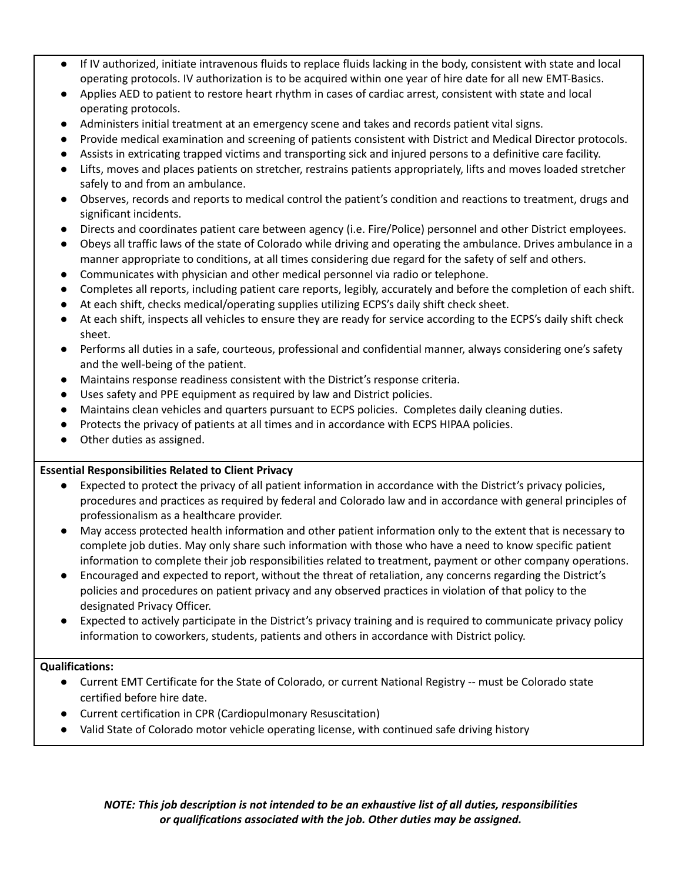- If IV authorized, initiate intravenous fluids to replace fluids lacking in the body, consistent with state and local operating protocols. IV authorization is to be acquired within one year of hire date for all new EMT-Basics.
- Applies AED to patient to restore heart rhythm in cases of cardiac arrest, consistent with state and local operating protocols.
- Administers initial treatment at an emergency scene and takes and records patient vital signs.
- Provide medical examination and screening of patients consistent with District and Medical Director protocols.
- Assists in extricating trapped victims and transporting sick and injured persons to a definitive care facility.
- Lifts, moves and places patients on stretcher, restrains patients appropriately, lifts and moves loaded stretcher safely to and from an ambulance.
- Observes, records and reports to medical control the patient's condition and reactions to treatment, drugs and significant incidents.
- Directs and coordinates patient care between agency (i.e. Fire/Police) personnel and other District employees.
- Obeys all traffic laws of the state of Colorado while driving and operating the ambulance. Drives ambulance in a manner appropriate to conditions, at all times considering due regard for the safety of self and others.
- Communicates with physician and other medical personnel via radio or telephone.
- Completes all reports, including patient care reports, legibly, accurately and before the completion of each shift.
- At each shift, checks medical/operating supplies utilizing ECPS's daily shift check sheet.
- At each shift, inspects all vehicles to ensure they are ready for service according to the ECPS's daily shift check sheet.
- Performs all duties in a safe, courteous, professional and confidential manner, always considering one's safety and the well-being of the patient.
- Maintains response readiness consistent with the District's response criteria.
- Uses safety and PPE equipment as required by law and District policies.
- Maintains clean vehicles and quarters pursuant to ECPS policies. Completes daily cleaning duties.
- Protects the privacy of patients at all times and in accordance with ECPS HIPAA policies.
- Other duties as assigned.

**Essential Responsibilities Related to Client Privacy**

- Expected to protect the privacy of all patient information in accordance with the District's privacy policies, procedures and practices as required by federal and Colorado law and in accordance with general principles of professionalism as a healthcare provider.
- May access protected health information and other patient information only to the extent that is necessary to complete job duties. May only share such information with those who have a need to know specific patient information to complete their job responsibilities related to treatment, payment or other company operations.
- Encouraged and expected to report, without the threat of retaliation, any concerns regarding the District's policies and procedures on patient privacy and any observed practices in violation of that policy to the designated Privacy Officer.
- Expected to actively participate in the District's privacy training and is required to communicate privacy policy information to coworkers, students, patients and others in accordance with District policy.

**Qualifications:**

- Current EMT Certificate for the State of Colorado, or current National Registry -- must be Colorado state certified before hire date.
- Current certification in CPR (Cardiopulmonary Resuscitation)
- Valid State of Colorado motor vehicle operating license, with continued safe driving history

***NOTE: This job description is not intended to be an exhaustive list of all duties, responsibilities or qualifications associated with the job. Other duties may be assigned.***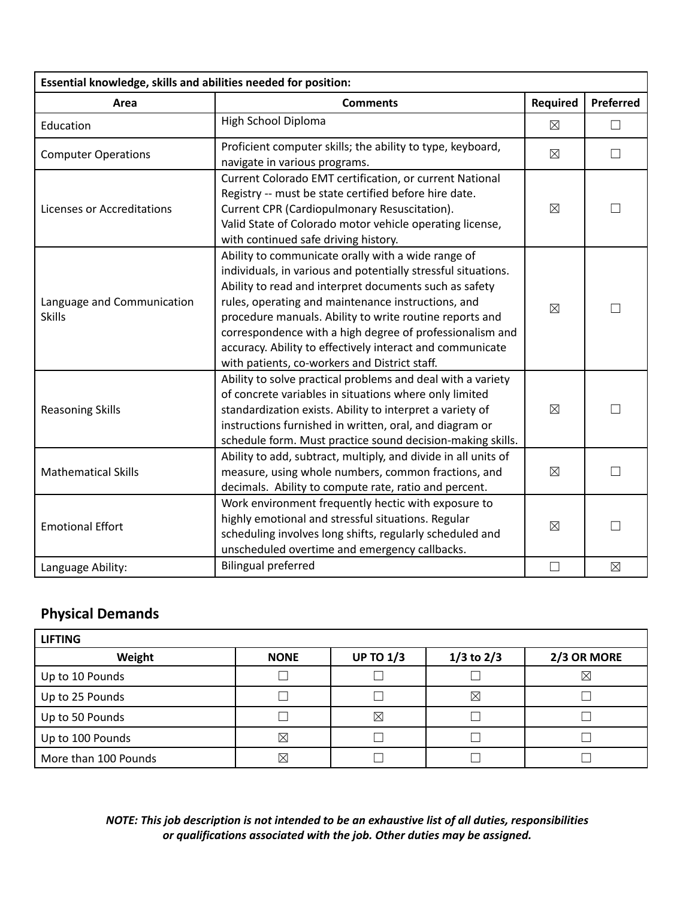| Essential knowledge, skills and abilities needed for position: | | | |
|---|---|---|---|
| **Area** | **Comments** | **Required** | **Preferred** |
| Education | High School Diploma | ☒ | ☐ |
| Computer Operations | Proficient computer skills; the ability to type, keyboard, navigate in various programs. | ☒ | ☐ |
| Licenses or Accreditations | Current Colorado EMT certification, or current National Registry -- must be state certified before hire date. Current CPR (Cardiopulmonary Resuscitation). Valid State of Colorado motor vehicle operating license, with continued safe driving history. | ☒ | ☐ |
| Language and Communication Skills | Ability to communicate orally with a wide range of individuals, in various and potentially stressful situations. Ability to read and interpret documents such as safety rules, operating and maintenance instructions, and procedure manuals. Ability to write routine reports and correspondence with a high degree of professionalism and accuracy. Ability to effectively interact and communicate with patients, co-workers and District staff. | ☒ | ☐ |
| Reasoning Skills | Ability to solve practical problems and deal with a variety of concrete variables in situations where only limited standardization exists. Ability to interpret a variety of instructions furnished in written, oral, and diagram or schedule form. Must practice sound decision-making skills. | ☒ | ☐ |
| Mathematical Skills | Ability to add, subtract, multiply, and divide in all units of measure, using whole numbers, common fractions, and decimals. Ability to compute rate, ratio and percent. | ☒ | ☐ |
| Emotional Effort | Work environment frequently hectic with exposure to highly emotional and stressful situations. Regular scheduling involves long shifts, regularly scheduled and unscheduled overtime and emergency callbacks. | ☒ | ☐ |
| Language Ability: | Bilingual preferred | ☐ | ☒ |

## Physical Demands

| LIFTING | | | | |
|---|---|---|---|---|
| **Weight** | **NONE** | **UP TO 1/3** | **1/3 to 2/3** | **2/3 OR MORE** |
| Up to 10 Pounds | ☐ | ☐ | ☐ | ☒ |
| Up to 25 Pounds | ☐ | ☐ | ☒ | ☐ |
| Up to 50 Pounds | ☐ | ☒ | ☐ | ☐ |
| Up to 100 Pounds | ☒ | ☐ | ☐ | ☐ |
| More than 100 Pounds | ☒ | ☐ | ☐ | ☐ |

***NOTE: This job description is not intended to be an exhaustive list of all duties, responsibilities or qualifications associated with the job. Other duties may be assigned.***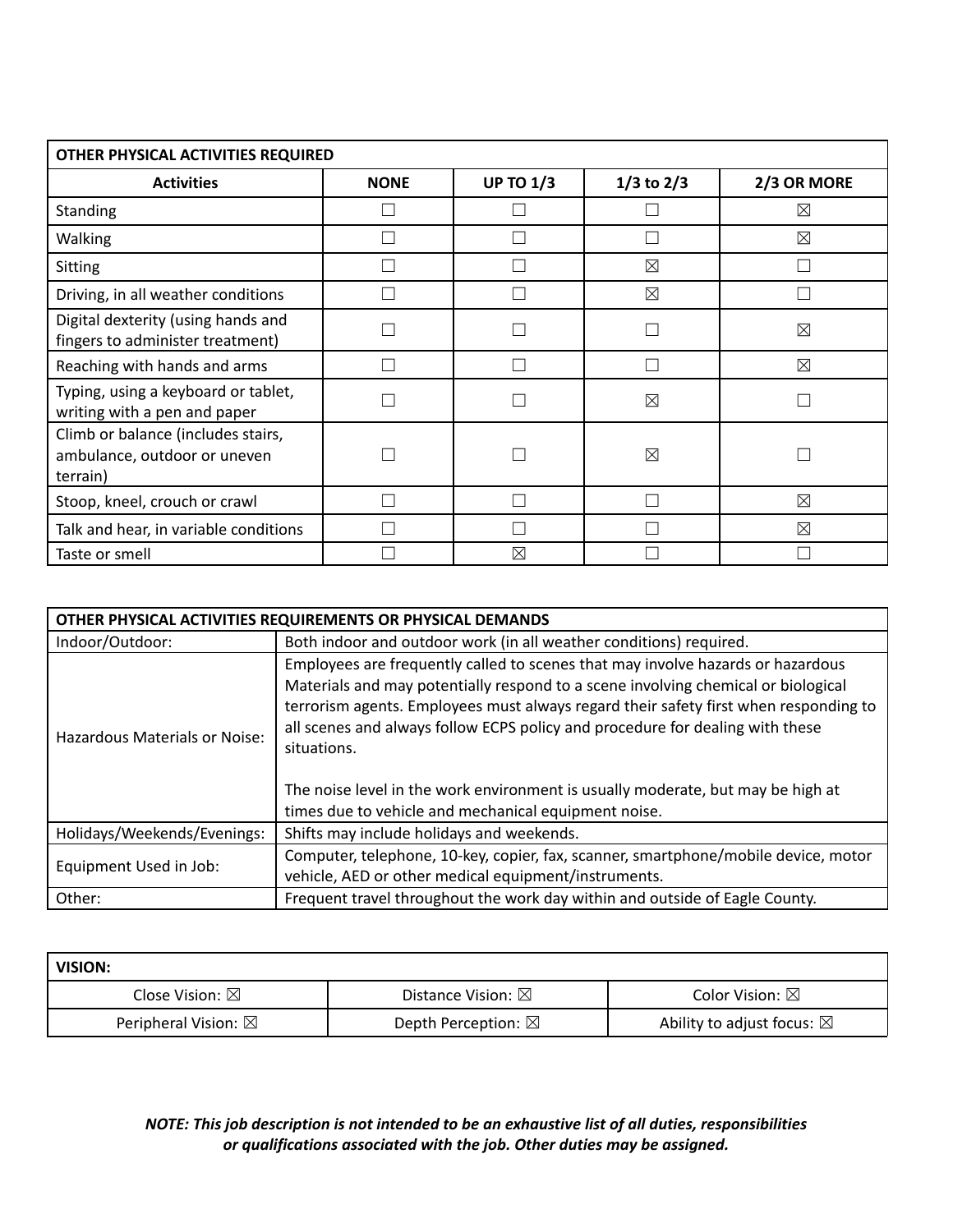| OTHER PHYSICAL ACTIVITIES REQUIRED | | | | |
|---|---|---|---|---|
| **Activities** | **NONE** | **UP TO 1/3** | **1/3 to 2/3** | **2/3 OR MORE** |
| Standing | ☐ | ☐ | ☐ | ☒ |
| Walking | ☐ | ☐ | ☐ | ☒ |
| Sitting | ☐ | ☐ | ☒ | ☐ |
| Driving, in all weather conditions | ☐ | ☐ | ☒ | ☐ |
| Digital dexterity (using hands and fingers to administer treatment) | ☐ | ☐ | ☐ | ☒ |
| Reaching with hands and arms | ☐ | ☐ | ☐ | ☒ |
| Typing, using a keyboard or tablet, writing with a pen and paper | ☐ | ☐ | ☒ | ☐ |
| Climb or balance (includes stairs, ambulance, outdoor or uneven terrain) | ☐ | ☐ | ☒ | ☐ |
| Stoop, kneel, crouch or crawl | ☐ | ☐ | ☐ | ☒ |
| Talk and hear, in variable conditions | ☐ | ☐ | ☐ | ☒ |
| Taste or smell | ☐ | ☒ | ☐ | ☐ |

| OTHER PHYSICAL ACTIVITIES REQUIREMENTS OR PHYSICAL DEMANDS | |
|---|---|
| Indoor/Outdoor: | Both indoor and outdoor work (in all weather conditions) required. |
| Hazardous Materials or Noise: | Employees are frequently called to scenes that may involve hazards or hazardous Materials and may potentially respond to a scene involving chemical or biological terrorism agents. Employees must always regard their safety first when responding to all scenes and always follow ECPS policy and procedure for dealing with these situations.<br><br>The noise level in the work environment is usually moderate, but may be high at times due to vehicle and mechanical equipment noise. |
| Holidays/Weekends/Evenings: | Shifts may include holidays and weekends. |
| Equipment Used in Job: | Computer, telephone, 10-key, copier, fax, scanner, smartphone/mobile device, motor vehicle, AED or other medical equipment/instruments. |
| Other: | Frequent travel throughout the work day within and outside of Eagle County. |

| VISION: | | |
|---|---|---|
| Close Vision: ☒ | Distance Vision: ☒ | Color Vision: ☒ |
| Peripheral Vision: ☒ | Depth Perception: ☒ | Ability to adjust focus: ☒ |

***NOTE: This job description is not intended to be an exhaustive list of all duties, responsibilities or qualifications associated with the job. Other duties may be assigned.***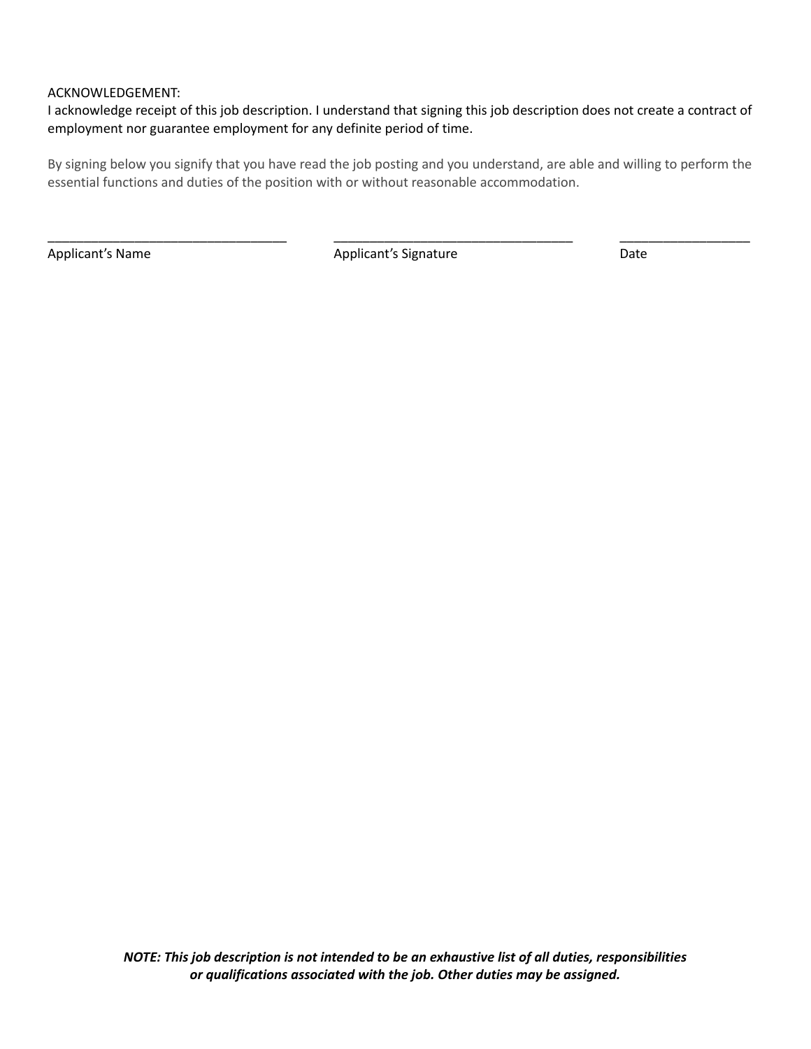ACKNOWLEDGEMENT:
I acknowledge receipt of this job description. I understand that signing this job description does not create a contract of employment nor guarantee employment for any definite period of time.

By signing below you signify that you have read the job posting and you understand, are able and willing to perform the essential functions and duties of the position with or without reasonable accommodation.

| | | |
|---|---|---|
| ________________________________ | ________________________________ | _________________ |
| Applicant's Name | Applicant's Signature | Date |

***NOTE: This job description is not intended to be an exhaustive list of all duties, responsibilities or qualifications associated with the job. Other duties may be assigned.***